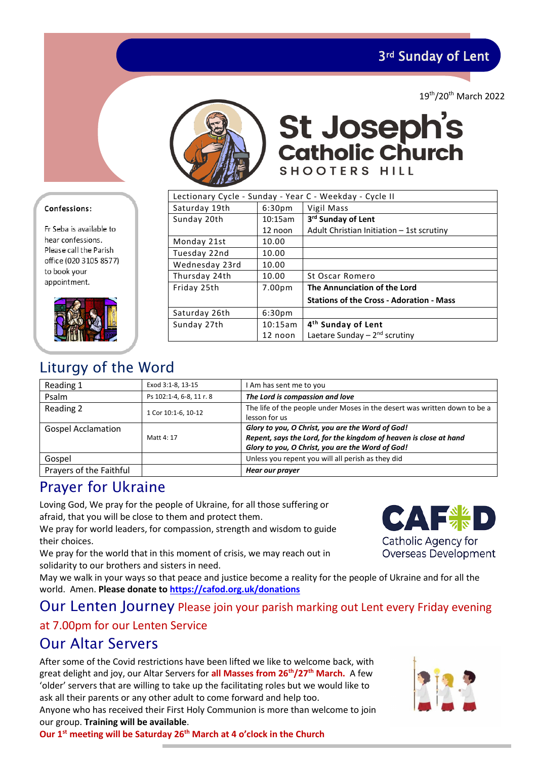# 3rd Sunday of Lent

19th/20th March 2022

# St Joseph's Catholic Church
## SHOOTERS HILL

**Confessions:**

Fr Seba is available to hear confessions. Please call the Parish office (020 3105 8577) to book your appointment.

| Lectionary Cycle - Sunday - Year C - Weekday - Cycle II | | |
|---|---|---|
| Saturday 19th | 6:30pm | Vigil Mass |
| Sunday 20th | 10:15am | **3rd Sunday of Lent** |
| | 12 noon | Adult Christian Initiation – 1st scrutiny |
| Monday 21st | 10.00 | |
| Tuesday 22nd | 10.00 | |
| Wednesday 23rd | 10.00 | |
| Thursday 24th | 10.00 | St Oscar Romero |
| Friday 25th | 7.00pm | **The Annunciation of the Lord** |
| | | **Stations of the Cross - Adoration - Mass** |
| Saturday 26th | 6:30pm | |
| Sunday 27th | 10:15am | **4th Sunday of Lent** |
| | 12 noon | Laetare Sunday – 2nd scrutiny |

## Liturgy of the Word

| | | |
|---|---|---|
| Reading 1 | Exod 3:1-8, 13-15 | I Am has sent me to you |
| Psalm | Ps 102:1-4, 6-8, 11 r. 8 | ***The Lord is compassion and love*** |
| Reading 2 | 1 Cor 10:1-6, 10-12 | The life of the people under Moses in the desert was written down to be a lesson for us |
| Gospel Acclamation | Matt 4: 17 | ***Glory to you, O Christ, you are the Word of God!*** ***Repent, says the Lord, for the kingdom of heaven is close at hand*** ***Glory to you, O Christ, you are the Word of God!*** |
| Gospel | | Unless you repent you will all perish as they did |
| Prayers of the Faithful | | ***Hear our prayer*** |

## Prayer for Ukraine

Loving God, We pray for the people of Ukraine, for all those suffering or afraid, that you will be close to them and protect them.
We pray for world leaders, for compassion, strength and wisdom to guide their choices.
We pray for the world that in this moment of crisis, we may reach out in solidarity to our brothers and sisters in need.
May we walk in your ways so that peace and justice become a reality for the people of Ukraine and for all the world. Amen. **Please donate to https://cafod.org.uk/donations**

CAFOD Catholic Agency for Overseas Development

## Our Lenten Journey

Please join your parish marking out Lent every Friday evening at 7.00pm for our Lenten Service

## Our Altar Servers

After some of the Covid restrictions have been lifted we like to welcome back, with great delight and joy, our Altar Servers for **all Masses from 26th/27th March.** A few 'older' servers that are willing to take up the facilitating roles but we would like to ask all their parents or any other adult to come forward and help too.
Anyone who has received their First Holy Communion is more than welcome to join our group. **Training will be available**.
**Our 1st meeting will be Saturday 26th March at 4 o'clock in the Church**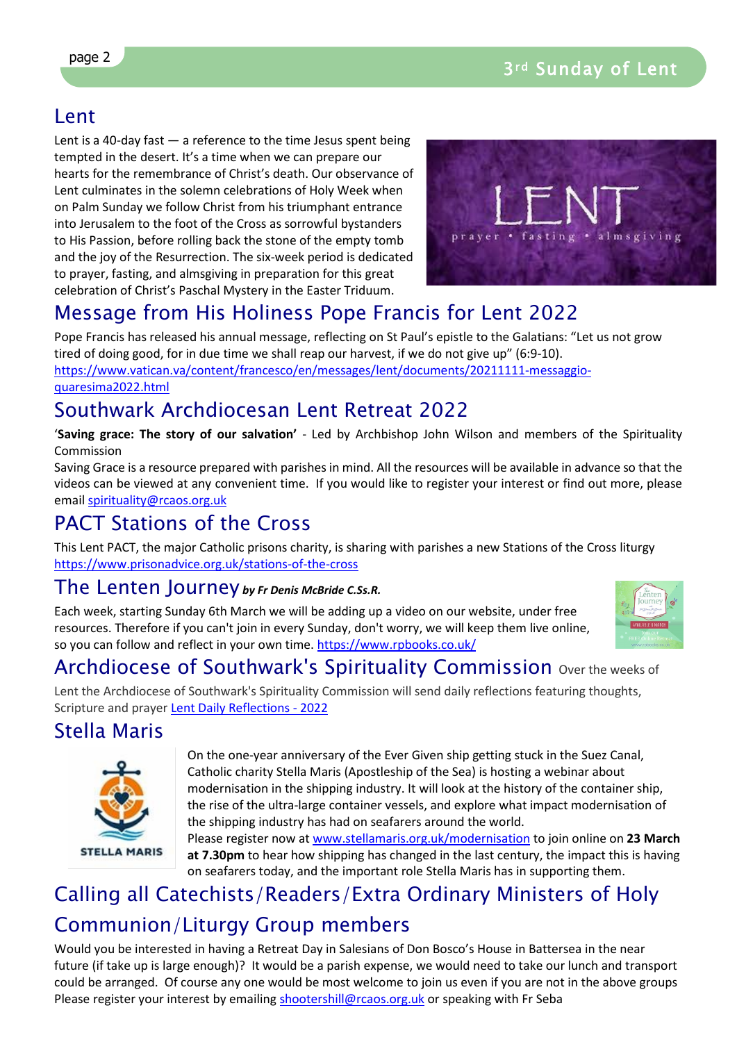## Lent

Lent is a 40-day fast — a reference to the time Jesus spent being tempted in the desert. It's a time when we can prepare our hearts for the remembrance of Christ's death. Our observance of Lent culminates in the solemn celebrations of Holy Week when on Palm Sunday we follow Christ from his triumphant entrance into Jerusalem to the foot of the Cross as sorrowful bystanders to His Passion, before rolling back the stone of the empty tomb and the joy of the Resurrection. The six-week period is dedicated to prayer, fasting, and almsgiving in preparation for this great celebration of Christ's Paschal Mystery in the Easter Triduum.

## Message from His Holiness Pope Francis for Lent 2022

Pope Francis has released his annual message, reflecting on St Paul's epistle to the Galatians: "Let us not grow tired of doing good, for in due time we shall reap our harvest, if we do not give up" (6:9-10).
https://www.vatican.va/content/francesco/en/messages/lent/documents/20211111-messaggio-quaresima2022.html

## Southwark Archdiocesan Lent Retreat 2022

'**Saving grace: The story of our salvation'** - Led by Archbishop John Wilson and members of the Spirituality Commission

Saving Grace is a resource prepared with parishes in mind. All the resources will be available in advance so that the videos can be viewed at any convenient time. If you would like to register your interest or find out more, please email spirituality@rcaos.org.uk

## PACT Stations of the Cross

This Lent PACT, the major Catholic prisons charity, is sharing with parishes a new Stations of the Cross liturgy https://www.prisonadvice.org.uk/stations-of-the-cross

## The Lenten Journey *by Fr Denis McBride C.Ss.R.*

Each week, starting Sunday 6th March we will be adding up a video on our website, under free resources. Therefore if you can't join in every Sunday, don't worry, we will keep them live online, so you can follow and reflect in your own time. https://www.rpbooks.co.uk/

## Archdiocese of Southwark's Spirituality Commission

Over the weeks of Lent the Archdiocese of Southwark's Spirituality Commission will send daily reflections featuring thoughts, Scripture and prayer Lent Daily Reflections - 2022

## Stella Maris

On the one-year anniversary of the Ever Given ship getting stuck in the Suez Canal, Catholic charity Stella Maris (Apostleship of the Sea) is hosting a webinar about modernisation in the shipping industry. It will look at the history of the container ship, the rise of the ultra-large container vessels, and explore what impact modernisation of the shipping industry has had on seafarers around the world.

Please register now at www.stellamaris.org.uk/modernisation to join online on **23 March at 7.30pm** to hear how shipping has changed in the last century, the impact this is having on seafarers today, and the important role Stella Maris has in supporting them.

## Calling all Catechists/Readers/Extra Ordinary Ministers of Holy Communion/Liturgy Group members

Would you be interested in having a Retreat Day in Salesians of Don Bosco's House in Battersea in the near future (if take up is large enough)? It would be a parish expense, we would need to take our lunch and transport could be arranged. Of course any one would be most welcome to join us even if you are not in the above groups Please register your interest by emailing shootershill@rcaos.org.uk or speaking with Fr Seba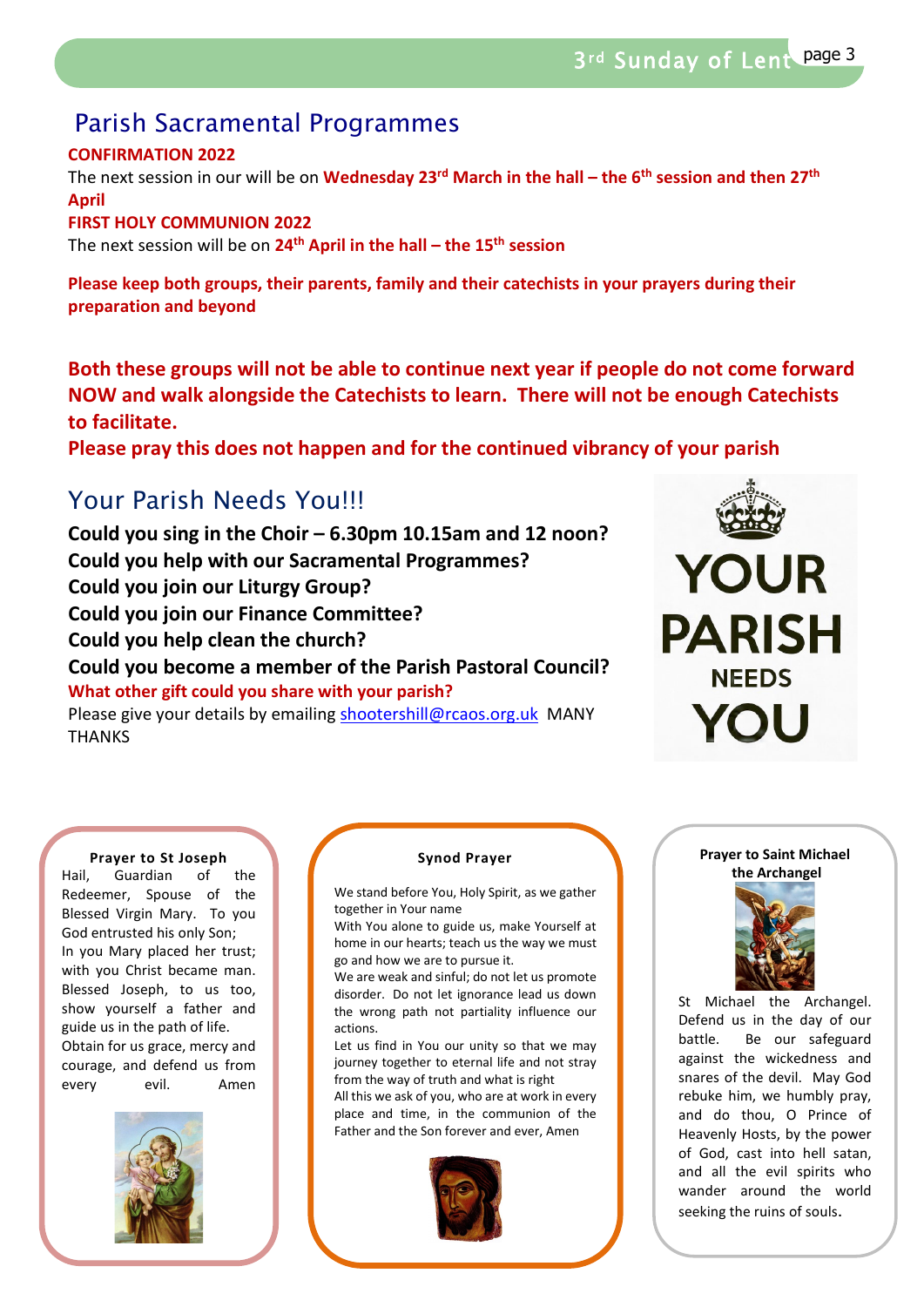## Parish Sacramental Programmes

**CONFIRMATION 2022**

The next session in our will be on **Wednesday 23rd March in the hall – the 6th session and then 27th April**

**FIRST HOLY COMMUNION 2022**

The next session will be on **24th April in the hall – the 15th session**

**Please keep both groups, their parents, family and their catechists in your prayers during their preparation and beyond**

**Both these groups will not be able to continue next year if people do not come forward NOW and walk alongside the Catechists to learn. There will not be enough Catechists to facilitate.**

**Please pray this does not happen and for the continued vibrancy of your parish**

## Your Parish Needs You!!!

**Could you sing in the Choir – 6.30pm 10.15am and 12 noon?**

**Could you help with our Sacramental Programmes?**

**Could you join our Liturgy Group?**

**Could you join our Finance Committee?**

**Could you help clean the church?**

**Could you become a member of the Parish Pastoral Council?**

**What other gift could you share with your parish?**

Please give your details by emailing shootershill@rcaos.org.uk MANY THANKS

YOUR PARISH NEEDS YOU

### Prayer to St Joseph

Hail, Guardian of the Redeemer, Spouse of the Blessed Virgin Mary. To you God entrusted his only Son; In you Mary placed her trust; with you Christ became man. Blessed Joseph, to us too, show yourself a father and guide us in the path of life. Obtain for us grace, mercy and courage, and defend us from every evil. Amen

### Synod Prayer

We stand before You, Holy Spirit, as we gather together in Your name

With You alone to guide us, make Yourself at home in our hearts; teach us the way we must go and how we are to pursue it.

We are weak and sinful; do not let us promote disorder. Do not let ignorance lead us down the wrong path not partiality influence our actions.

Let us find in You our unity so that we may journey together to eternal life and not stray from the way of truth and what is right

All this we ask of you, who are at work in every place and time, in the communion of the Father and the Son forever and ever, Amen

### Prayer to Saint Michael the Archangel

St Michael the Archangel. Defend us in the day of our battle. Be our safeguard against the wickedness and snares of the devil. May God rebuke him, we humbly pray, and do thou, O Prince of Heavenly Hosts, by the power of God, cast into hell satan, and all the evil spirits who wander around the world seeking the ruins of souls.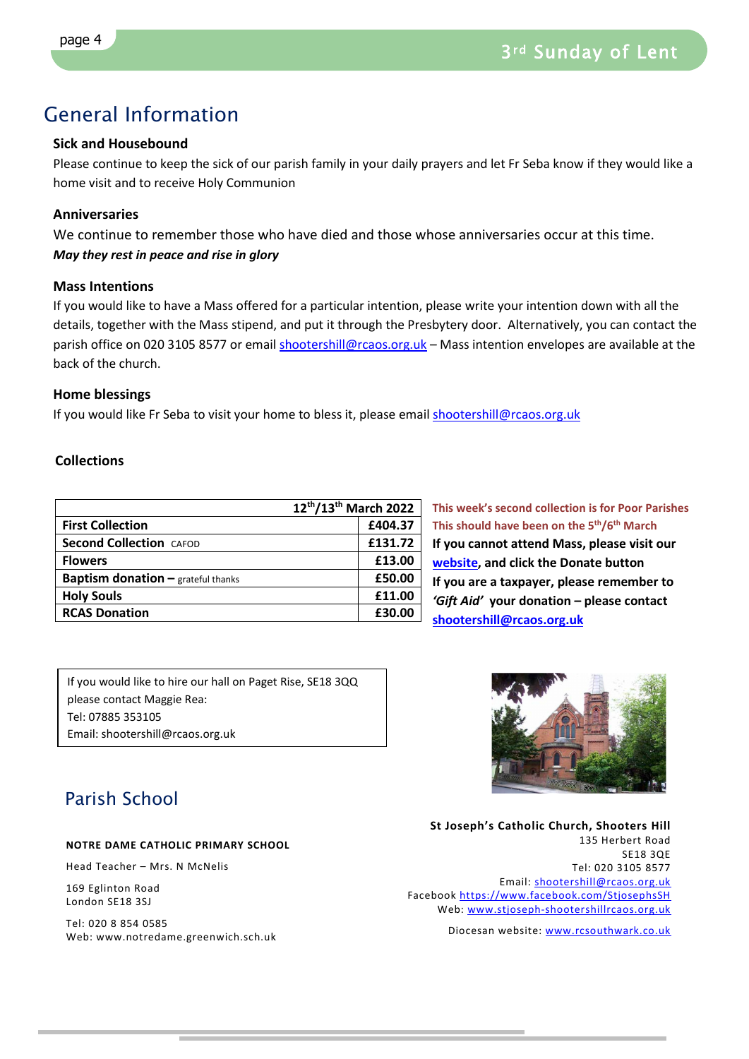# General Information

### Sick and Housebound

Please continue to keep the sick of our parish family in your daily prayers and let Fr Seba know if they would like a home visit and to receive Holy Communion

### Anniversaries

We continue to remember those who have died and those whose anniversaries occur at this time.
***May they rest in peace and rise in glory***

### Mass Intentions

If you would like to have a Mass offered for a particular intention, please write your intention down with all the details, together with the Mass stipend, and put it through the Presbytery door. Alternatively, you can contact the parish office on 020 3105 8577 or email shootershill@rcaos.org.uk – Mass intention envelopes are available at the back of the church.

### Home blessings

If you would like Fr Seba to visit your home to bless it, please email shootershill@rcaos.org.uk

### Collections

| | 12th/13th March 2022 |
|---|---|
| **First Collection** | **£404.37** |
| **Second Collection** CAFOD | **£131.72** |
| **Flowers** | **£13.00** |
| **Baptism donation –** grateful thanks | **£50.00** |
| **Holy Souls** | **£11.00** |
| **RCAS Donation** | **£30.00** |

**This week's second collection is for Poor Parishes**
**This should have been on the 5th/6th March**

**If you cannot attend Mass, please visit our website, and click the Donate button**

**If you are a taxpayer, please remember to *'Gift Aid'* your donation – please contact shootershill@rcaos.org.uk**

If you would like to hire our hall on Paget Rise, SE18 3QQ please contact Maggie Rea:
Tel: 07885 353105
Email: shootershill@rcaos.org.uk

# Parish School

**NOTRE DAME CATHOLIC PRIMARY SCHOOL**

Head Teacher – Mrs. N McNelis

169 Eglinton Road
London SE18 3SJ

Tel: 020 8 854 0585
Web: www.notredame.greenwich.sch.uk

**St Joseph's Catholic Church, Shooters Hill**
135 Herbert Road
SE18 3QE
Tel: 020 3105 8577
Email: shootershill@rcaos.org.uk
Facebook https://www.facebook.com/StjosephsSH
Web: www.stjoseph-shootershillrcaos.org.uk

Diocesan website: www.rcsouthwark.co.uk